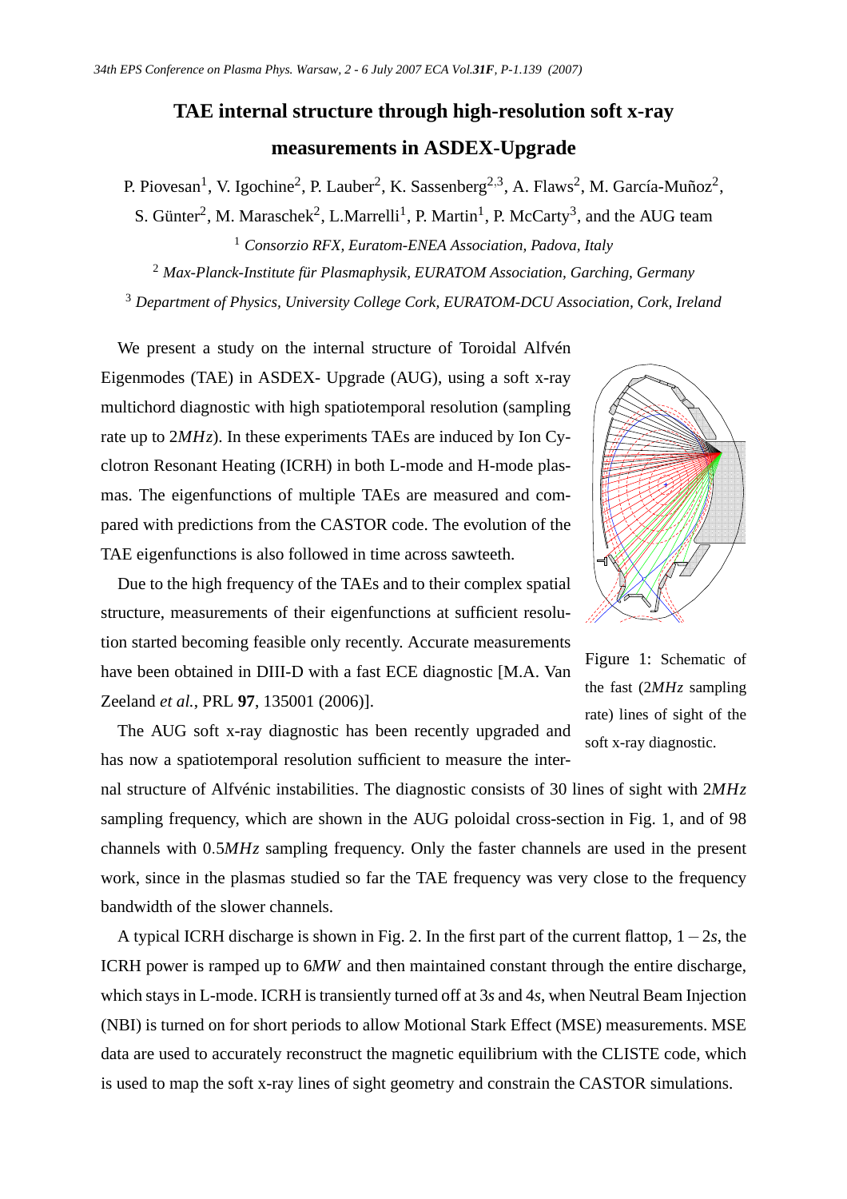# TAE internal structure through high-resolution soft x-ray measurements in ASDEX-Upgrade

P. Piovesan[1], V. Igochine[2], P. Lauber[2], K. Sassenberg[2,3], A. Flaws[2], M. García-Muñoz[2], S. Günter[2], M. Maraschek[2], L.Marrelli[1], P. Martin[1], P. McCarty[3], and the AUG team

[1] *Consorzio RFX, Euratom-ENEA Association, Padova, Italy*

[2] *Max-Planck-Institute für Plasmaphysik, EURATOM Association, Garching, Germany*

[3] *Department of Physics, University College Cork, EURATOM-DCU Association, Cork, Ireland*

We present a study on the internal structure of Toroidal Alfvén Eigenmodes (TAE) in ASDEX- Upgrade (AUG), using a soft x-ray multichord diagnostic with high spatiotemporal resolution (sampling rate up to $2MHz$). In these experiments TAEs are induced by Ion Cyclotron Resonant Heating (ICRH) in both L-mode and H-mode plasmas. The eigenfunctions of multiple TAEs are measured and compared with predictions from the CASTOR code. The evolution of the TAE eigenfunctions is also followed in time across sawteeth.

Due to the high frequency of the TAEs and to their complex spatial structure, measurements of their eigenfunctions at sufficient resolution started becoming feasible only recently. Accurate measurements have been obtained in DIII-D with a fast ECE diagnostic [M.A. Van Zeeland *et al.*, PRL **97**, 135001 (2006)].

Figure 1: Schematic of the fast ($2MHz$ sampling rate) lines of sight of the soft x-ray diagnostic.

The AUG soft x-ray diagnostic has been recently upgraded and has now a spatiotemporal resolution sufficient to measure the internal structure of Alfvénic instabilities. The diagnostic consists of 30 lines of sight with $2MHz$ sampling frequency, which are shown in the AUG poloidal cross-section in Fig. 1, and of 98 channels with $0.5MHz$ sampling frequency. Only the faster channels are used in the present work, since in the plasmas studied so far the TAE frequency was very close to the frequency bandwidth of the slower channels.

A typical ICRH discharge is shown in Fig. 2. In the first part of the current flattop, $1-2s$, the ICRH power is ramped up to $6MW$ and then maintained constant through the entire discharge, which stays in L-mode. ICRH is transiently turned off at $3s$ and $4s$, when Neutral Beam Injection (NBI) is turned on for short periods to allow Motional Stark Effect (MSE) measurements. MSE data are used to accurately reconstruct the magnetic equilibrium with the CLISTE code, which is used to map the soft x-ray lines of sight geometry and constrain the CASTOR simulations.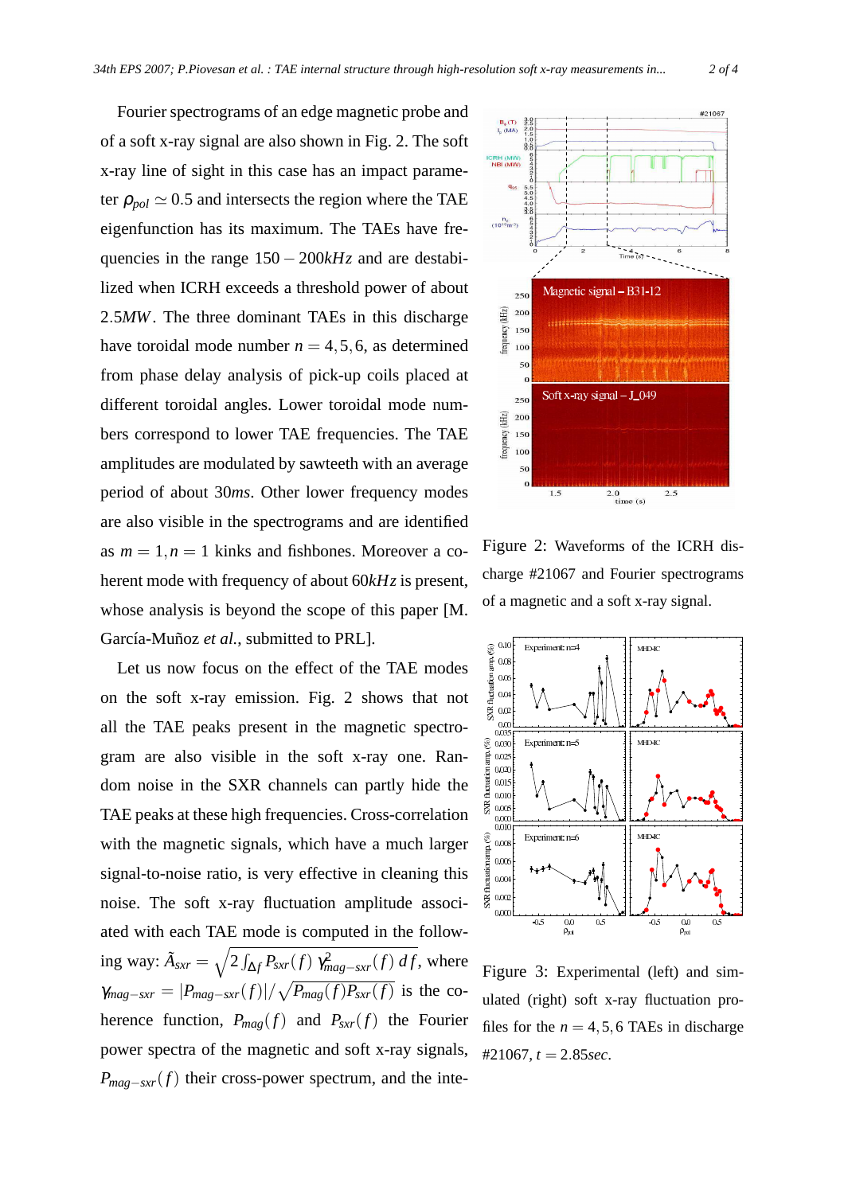Fourier spectrograms of an edge magnetic probe and of a soft x-ray signal are also shown in Fig. 2. The soft x-ray line of sight in this case has an impact parameter $\rho_{pol} \simeq 0.5$ and intersects the region where the TAE eigenfunction has its maximum. The TAEs have frequencies in the range $150-200kHz$ and are destabilized when ICRH exceeds a threshold power of about $2.5MW$. The three dominant TAEs in this discharge have toroidal mode number $n = 4,5,6$, as determined from phase delay analysis of pick-up coils placed at different toroidal angles. Lower toroidal mode numbers correspond to lower TAE frequencies. The TAE amplitudes are modulated by sawteeth with an average period of about $30ms$. Other lower frequency modes are also visible in the spectrograms and are identified as $m = 1, n = 1$ kinks and fishbones. Moreover a coherent mode with frequency of about $60kHz$ is present, whose analysis is beyond the scope of this paper [M. García-Muñoz *et al.*, submitted to PRL].

Let us now focus on the effect of the TAE modes on the soft x-ray emission. Fig. 2 shows that not all the TAE peaks present in the magnetic spectrogram are also visible in the soft x-ray one. Random noise in the SXR channels can partly hide the TAE peaks at these high frequencies. Cross-correlation with the magnetic signals, which have a much larger signal-to-noise ratio, is very effective in cleaning this noise. The soft x-ray fluctuation amplitude associated with each TAE mode is computed in the following way: $\tilde{A}_{sxr} = \sqrt{2\int_{\Delta f} P_{sxr}(f)\, \gamma^2_{mag-sxr}(f)\, df}$, where $\gamma_{mag-sxr} = |P_{mag-sxr}(f)| / \sqrt{P_{mag}(f) P_{sxr}(f)}$ is the coherence function, $P_{mag}(f)$ and $P_{sxr}(f)$ the Fourier power spectra of the magnetic and soft x-ray signals, $P_{mag-sxr}(f)$ their cross-power spectrum, and the inte-

Figure 2: Waveforms of the ICRH discharge #21067 and Fourier spectrograms of a magnetic and a soft x-ray signal.

Figure 3: Experimental (left) and simulated (right) soft x-ray fluctuation profiles for the $n = 4,5,6$ TAEs in discharge #21067, $t = 2.85sec$.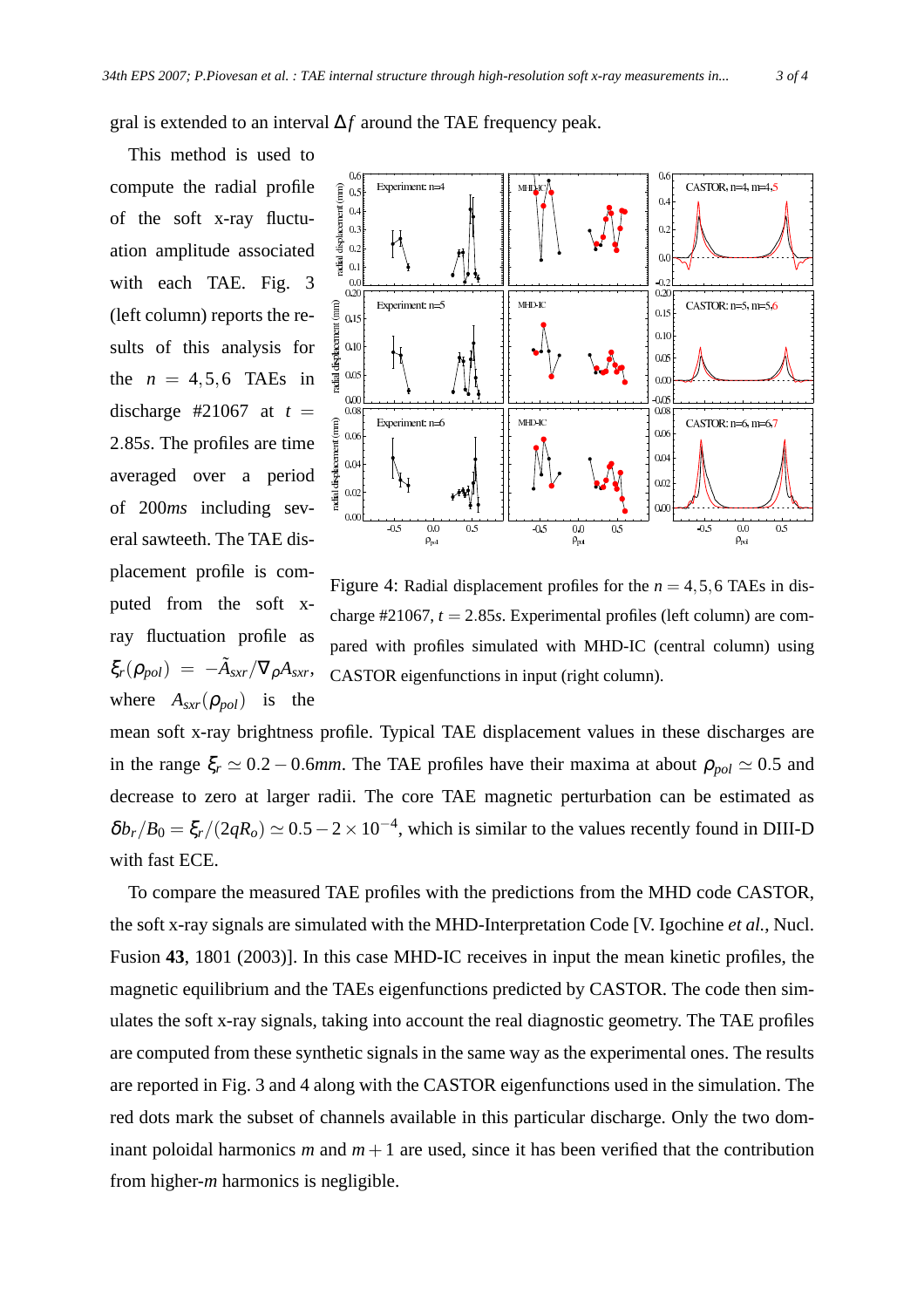gral is extended to an interval $\Delta f$ around the TAE frequency peak.

This method is used to compute the radial profile of the soft x-ray fluctuation amplitude associated with each TAE. Fig. 3 (left column) reports the results of this analysis for the $n = 4,5,6$ TAEs in discharge #21067 at $t = 2.85s$. The profiles are time averaged over a period of $200ms$ including several sawteeth. The TAE displacement profile is computed from the soft x-ray fluctuation profile as $\xi_r(\rho_{pol}) = -\tilde{A}_{sxr}/\nabla_\rho A_{sxr}$, where $A_{sxr}(\rho_{pol})$ is the mean soft x-ray brightness profile. Typical TAE displacement values in these discharges are in the range $\xi_r \simeq 0.2-0.6mm$. The TAE profiles have their maxima at about $\rho_{pol} \simeq 0.5$ and decrease to zero at larger radii. The core TAE magnetic perturbation can be estimated as $\delta b_r/B_0 = \xi_r/(2qR_o) \simeq 0.5-2\times10^{-4}$, which is similar to the values recently found in DIII-D with fast ECE.

Figure 4: Radial displacement profiles for the $n = 4,5,6$ TAEs in discharge #21067, $t = 2.85s$. Experimental profiles (left column) are compared with profiles simulated with MHD-IC (central column) using CASTOR eigenfunctions in input (right column).

To compare the measured TAE profiles with the predictions from the MHD code CASTOR, the soft x-ray signals are simulated with the MHD-Interpretation Code [V. Igochine *et al.*, Nucl. Fusion **43**, 1801 (2003)]. In this case MHD-IC receives in input the mean kinetic profiles, the magnetic equilibrium and the TAEs eigenfunctions predicted by CASTOR. The code then simulates the soft x-ray signals, taking into account the real diagnostic geometry. The TAE profiles are computed from these synthetic signals in the same way as the experimental ones. The results are reported in Fig. 3 and 4 along with the CASTOR eigenfunctions used in the simulation. The red dots mark the subset of channels available in this particular discharge. Only the two dominant poloidal harmonics $m$ and $m+1$ are used, since it has been verified that the contribution from higher-$m$ harmonics is negligible.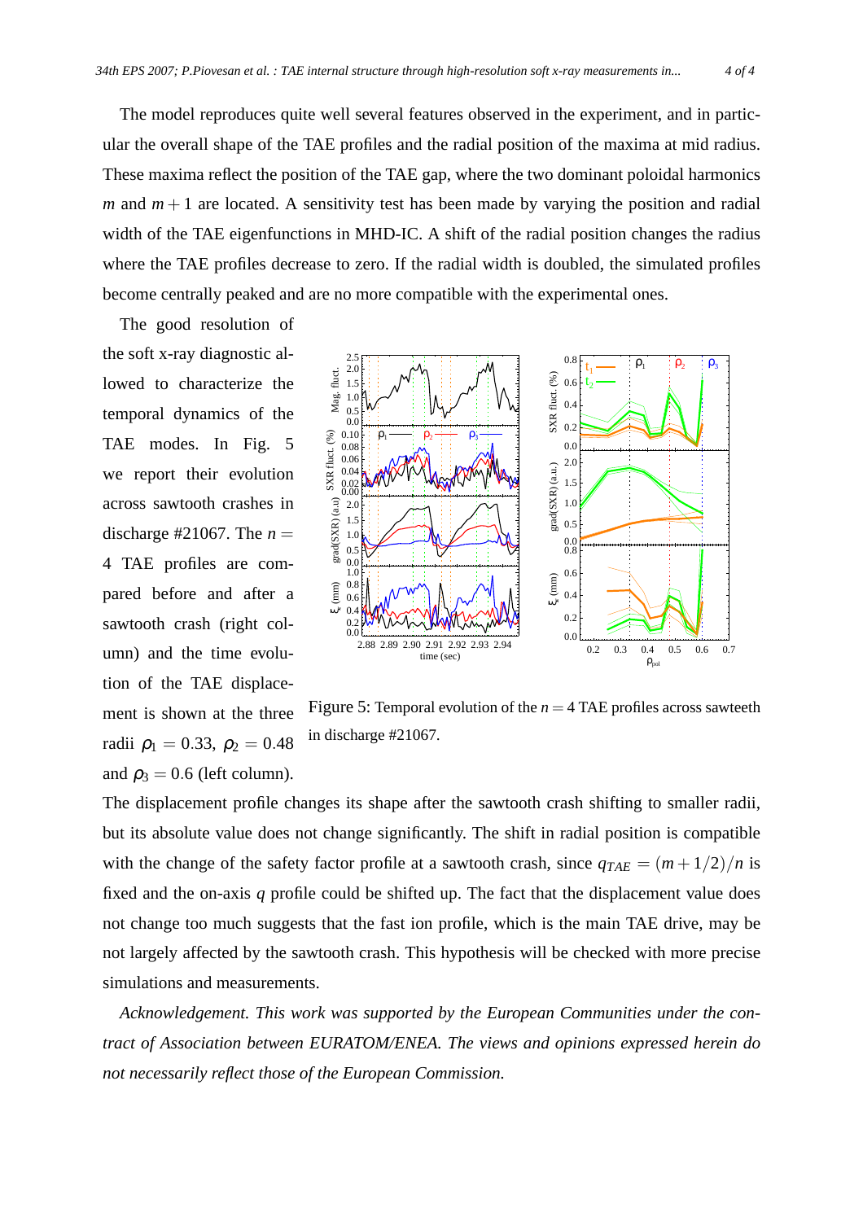The model reproduces quite well several features observed in the experiment, and in particular the overall shape of the TAE profiles and the radial position of the maxima at mid radius. These maxima reflect the position of the TAE gap, where the two dominant poloidal harmonics $m$ and $m+1$ are located. A sensitivity test has been made by varying the position and radial width of the TAE eigenfunctions in MHD-IC. A shift of the radial position changes the radius where the TAE profiles decrease to zero. If the radial width is doubled, the simulated profiles become centrally peaked and are no more compatible with the experimental ones.

The good resolution of the soft x-ray diagnostic allowed to characterize the temporal dynamics of the TAE modes. In Fig. 5 we report their evolution across sawtooth crashes in discharge #21067. The $n = 4$ TAE profiles are compared before and after a sawtooth crash (right column) and the time evolution of the TAE displacement is shown at the three radii $\rho_1 = 0.33$, $\rho_2 = 0.48$ and $\rho_3 = 0.6$ (left column).

Mag. fluct.
2.5
2.0
1.5
1.0
0.5
0.0

SXR fluct. (%)
0.10
0.08
0.06
0.04
0.02
0.00
$\rho_1$ $\rho_2$ $\rho_3$

grad(SXR) (a.u)
2.0
1.5
1.0
0.5
0.0

$\xi_r$ (mm)
1.0
0.8
0.6
0.4
0.2
0.0

2.88 2.89 2.90 2.91 2.92 2.93 2.94
time (sec)

SXR fluct. (%)
0.8
0.6
0.4
0.2
0.0
$t_1$
$t_2$
$\rho_1$ $\rho_2$ $\rho_3$

grad(SXR) (a.u.)
2.0
1.5
1.0
0.5
0.0

$\xi_r$ (mm)
0.8
0.6
0.4
0.2
0.0

0.2 0.3 0.4 0.5 0.6 0.7
$\rho_{pol}$

Figure 5: Temporal evolution of the $n = 4$ TAE profiles across sawteeth in discharge #21067.

The displacement profile changes its shape after the sawtooth crash shifting to smaller radii, but its absolute value does not change significantly. The shift in radial position is compatible with the change of the safety factor profile at a sawtooth crash, since $q_{TAE} = (m+1/2)/n$ is fixed and the on-axis $q$ profile could be shifted up. The fact that the displacement value does not change too much suggests that the fast ion profile, which is the main TAE drive, may be not largely affected by the sawtooth crash. This hypothesis will be checked with more precise simulations and measurements.

*Acknowledgement. This work was supported by the European Communities under the contract of Association between EURATOM/ENEA. The views and opinions expressed herein do not necessarily reflect those of the European Commission.*